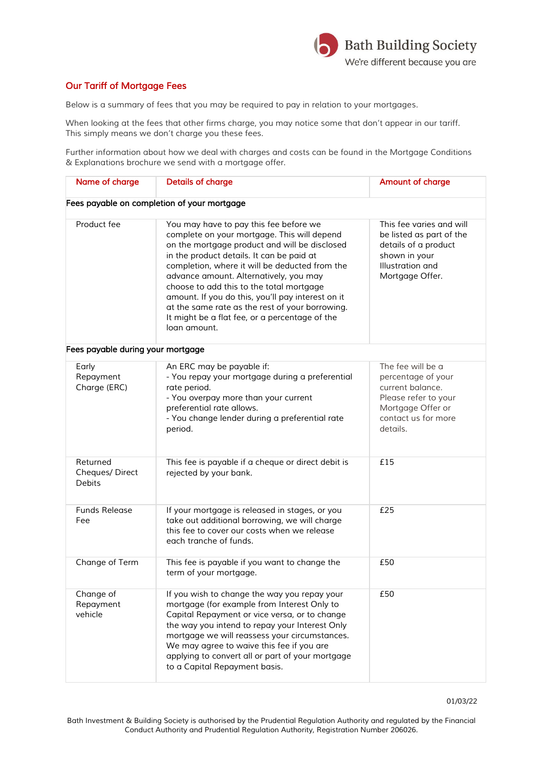Bath Building Society
We're different because you are

## Our Tariff of Mortgage Fees

Below is a summary of fees that you may be required to pay in relation to your mortgages.

When looking at the fees that other firms charge, you may notice some that don't appear in our tariff. This simply means we don't charge you these fees.

Further information about how we deal with charges and costs can be found in the Mortgage Conditions & Explanations brochure we send with a mortgage offer.

| Name of charge | Details of charge | Amount of charge |
|---|---|---|
| **Fees payable on completion of your mortgage** | | |
| Product fee | You may have to pay this fee before we complete on your mortgage. This will depend on the mortgage product and will be disclosed in the product details. It can be paid at completion, where it will be deducted from the advance amount. Alternatively, you may choose to add this to the total mortgage amount. If you do this, you'll pay interest on it at the same rate as the rest of your borrowing. It might be a flat fee, or a percentage of the loan amount. | This fee varies and will be listed as part of the details of a product shown in your Illustration and Mortgage Offer. |
| **Fees payable during your mortgage** | | |
| Early Repayment Charge (ERC) | An ERC may be payable if:<br>- You repay your mortgage during a preferential rate period.<br>- You overpay more than your current preferential rate allows.<br>- You change lender during a preferential rate period. | The fee will be a percentage of your current balance. Please refer to your Mortgage Offer or contact us for more details. |
| Returned Cheques/ Direct Debits | This fee is payable if a cheque or direct debit is rejected by your bank. | £15 |
| Funds Release Fee | If your mortgage is released in stages, or you take out additional borrowing, we will charge this fee to cover our costs when we release each tranche of funds. | £25 |
| Change of Term | This fee is payable if you want to change the term of your mortgage. | £50 |
| Change of Repayment vehicle | If you wish to change the way you repay your mortgage (for example from Interest Only to Capital Repayment or vice versa, or to change the way you intend to repay your Interest Only mortgage we will reassess your circumstances. We may agree to waive this fee if you are applying to convert all or part of your mortgage to a Capital Repayment basis. | £50 |

01/03/22

Bath Investment & Building Society is authorised by the Prudential Regulation Authority and regulated by the Financial Conduct Authority and Prudential Regulation Authority, Registration Number 206026.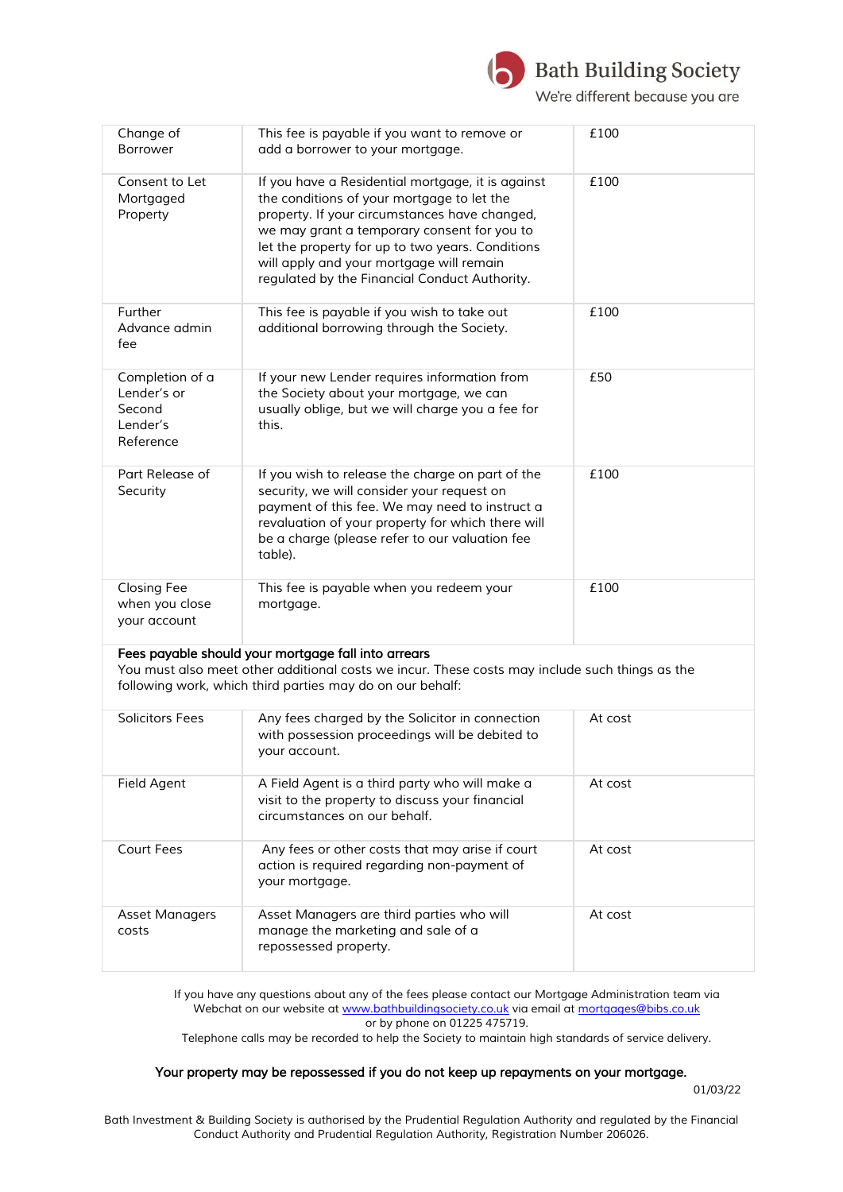| | | |
|---|---|---|
| Change of Borrower | This fee is payable if you want to remove or add a borrower to your mortgage. | £100 |
| Consent to Let Mortgaged Property | If you have a Residential mortgage, it is against the conditions of your mortgage to let the property. If your circumstances have changed, we may grant a temporary consent for you to let the property for up to two years. Conditions will apply and your mortgage will remain regulated by the Financial Conduct Authority. | £100 |
| Further Advance admin fee | This fee is payable if you wish to take out additional borrowing through the Society. | £100 |
| Completion of a Lender's or Second Lender's Reference | If your new Lender requires information from the Society about your mortgage, we can usually oblige, but we will charge you a fee for this. | £50 |
| Part Release of Security | If you wish to release the charge on part of the security, we will consider your request on payment of this fee. We may need to instruct a revaluation of your property for which there will be a charge (please refer to our valuation fee table). | £100 |
| Closing Fee when you close your account | This fee is payable when you redeem your mortgage. | £100 |
| **Fees payable should your mortgage fall into arrears** You must also meet other additional costs we incur. These costs may include such things as the following work, which third parties may do on our behalf: | | |
| Solicitors Fees | Any fees charged by the Solicitor in connection with possession proceedings will be debited to your account. | At cost |
| Field Agent | A Field Agent is a third party who will make a visit to the property to discuss your financial circumstances on our behalf. | At cost |
| Court Fees | Any fees or other costs that may arise if court action is required regarding non-payment of your mortgage. | At cost |
| Asset Managers costs | Asset Managers are third parties who will manage the marketing and sale of a repossessed property. | At cost |

If you have any questions about any of the fees please contact our Mortgage Administration team via Webchat on our website at www.bathbuildingsociety.co.uk via email at mortgages@bibs.co.uk or by phone on 01225 475719.
Telephone calls may be recorded to help the Society to maintain high standards of service delivery.

**Your property may be repossessed if you do not keep up repayments on your mortgage.**

01/03/22

Bath Investment & Building Society is authorised by the Prudential Regulation Authority and regulated by the Financial Conduct Authority and Prudential Regulation Authority, Registration Number 206026.